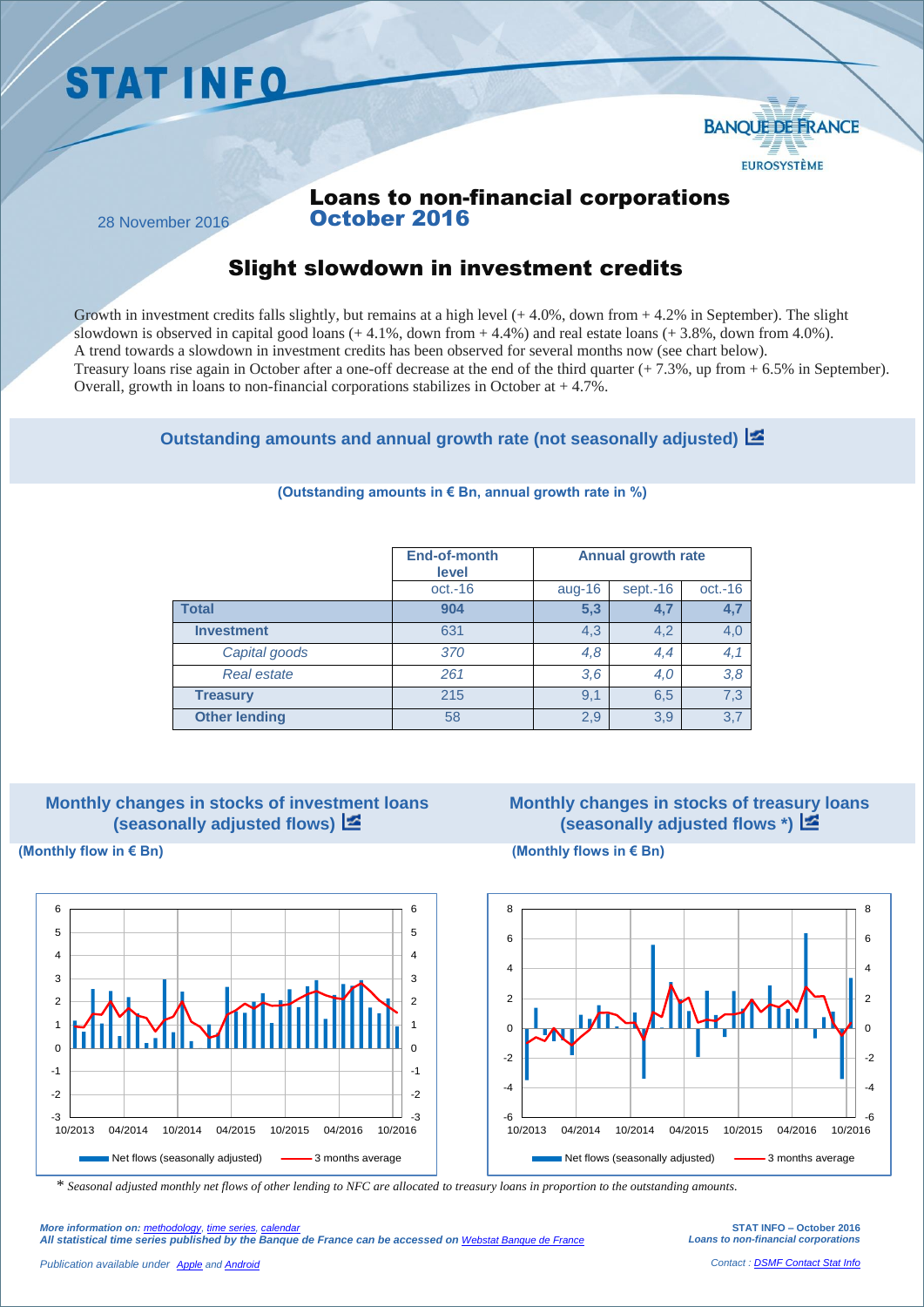# STAT INFO

BANQUE DE FRANCE
EUROSYSTÈME

28 November 2016

## Loans to non-financial corporations October 2016

## Slight slowdown in investment credits

Growth in investment credits falls slightly, but remains at a high level (+ 4.0%, down from + 4.2% in September). The slight slowdown is observed in capital good loans (+ 4.1%, down from + 4.4%) and real estate loans (+ 3.8%, down from 4.0%).
A trend towards a slowdown in investment credits has been observed for several months now (see chart below).
Treasury loans rise again in October after a one-off decrease at the end of the third quarter (+ 7.3%, up from + 6.5% in September).
Overall, growth in loans to non-financial corporations stabilizes in October at + 4.7%.

### Outstanding amounts and annual growth rate (not seasonally adjusted)

**(Outstanding amounts in € Bn, annual growth rate in %)**

| | End-of-month level | Annual growth rate | | |
|---|---|---|---|---|
| | oct.-16 | aug-16 | sept.-16 | oct.-16 |
| **Total** | **904** | **5,3** | **4,7** | **4,7** |
| **Investment** | 631 | 4,3 | 4,2 | 4,0 |
| *Capital goods* | *370* | *4,8* | *4,4* | *4,1* |
| *Real estate* | *261* | *3,6* | *4,0* | *3,8* |
| **Treasury** | 215 | 9,1 | 6,5 | 7,3 |
| **Other lending** | 58 | 2,9 | 3,9 | 3,7 |

### Monthly changes in stocks of investment loans (seasonally adjusted flows)

**(Monthly flow in € Bn)**

### Monthly changes in stocks of treasury loans (seasonally adjusted flows *)

**(Monthly flows in € Bn)**

\* *Seasonal adjusted monthly net flows of other lending to NFC are allocated to treasury loans in proportion to the outstanding amounts.*

*More information on: methodology, time series, calendar*
***All statistical time series published by the Banque de France can be accessed on Webstat Banque de France***

*Publication available under Apple and Android*

**STAT INFO – October 2016**
***Loans to non-financial corporations***

*Contact : DSMF Contact Stat Info*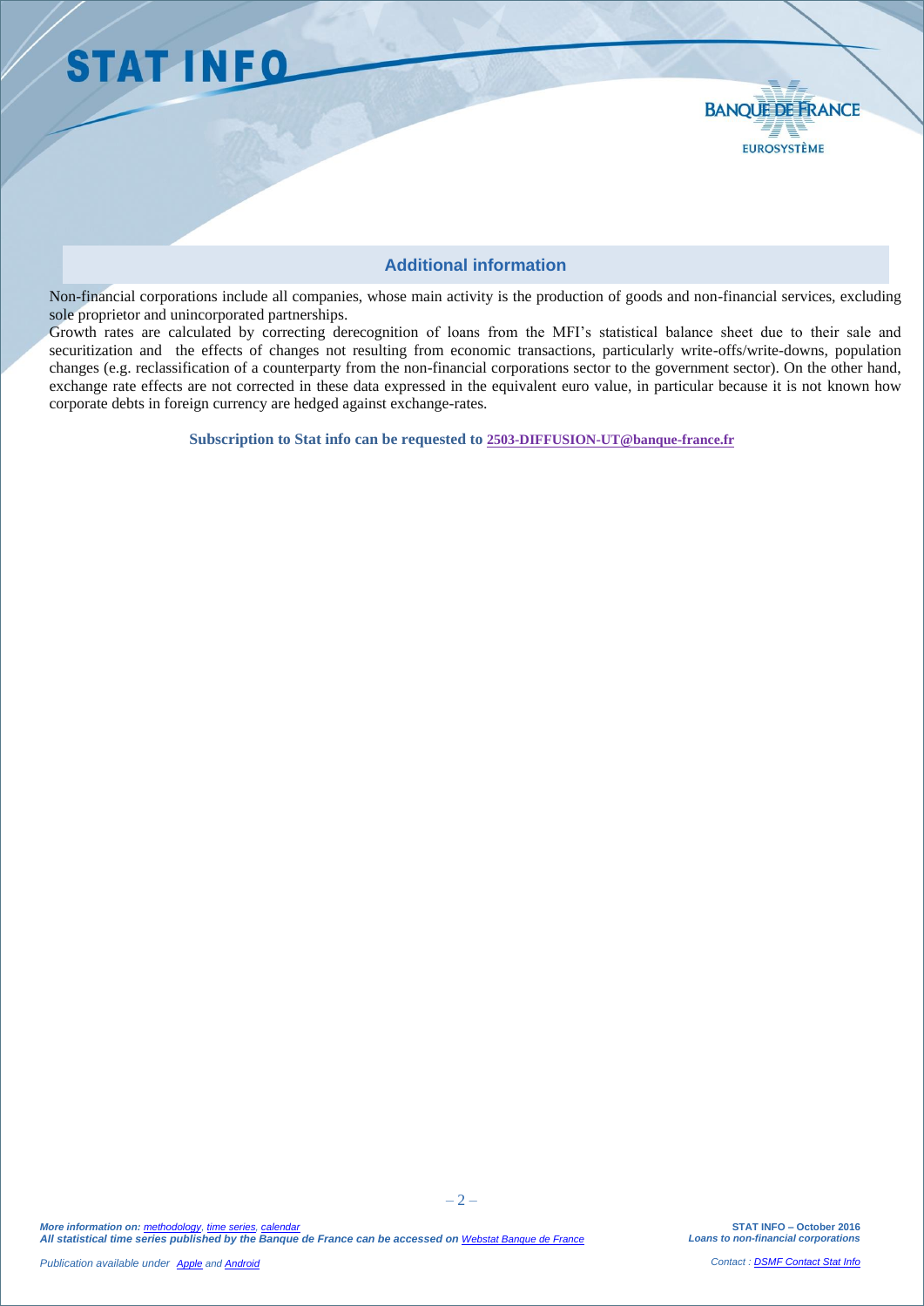## Additional information

Non-financial corporations include all companies, whose main activity is the production of goods and non-financial services, excluding sole proprietor and unincorporated partnerships.
Growth rates are calculated by correcting derecognition of loans from the MFI's statistical balance sheet due to their sale and securitization and the effects of changes not resulting from economic transactions, particularly write-offs/write-downs, population changes (e.g. reclassification of a counterparty from the non-financial corporations sector to the government sector). On the other hand, exchange rate effects are not corrected in these data expressed in the equivalent euro value, in particular because it is not known how corporate debts in foreign currency are hedged against exchange-rates.

**Subscription to Stat info can be requested to 2503-DIFFUSION-UT@banque-france.fr**